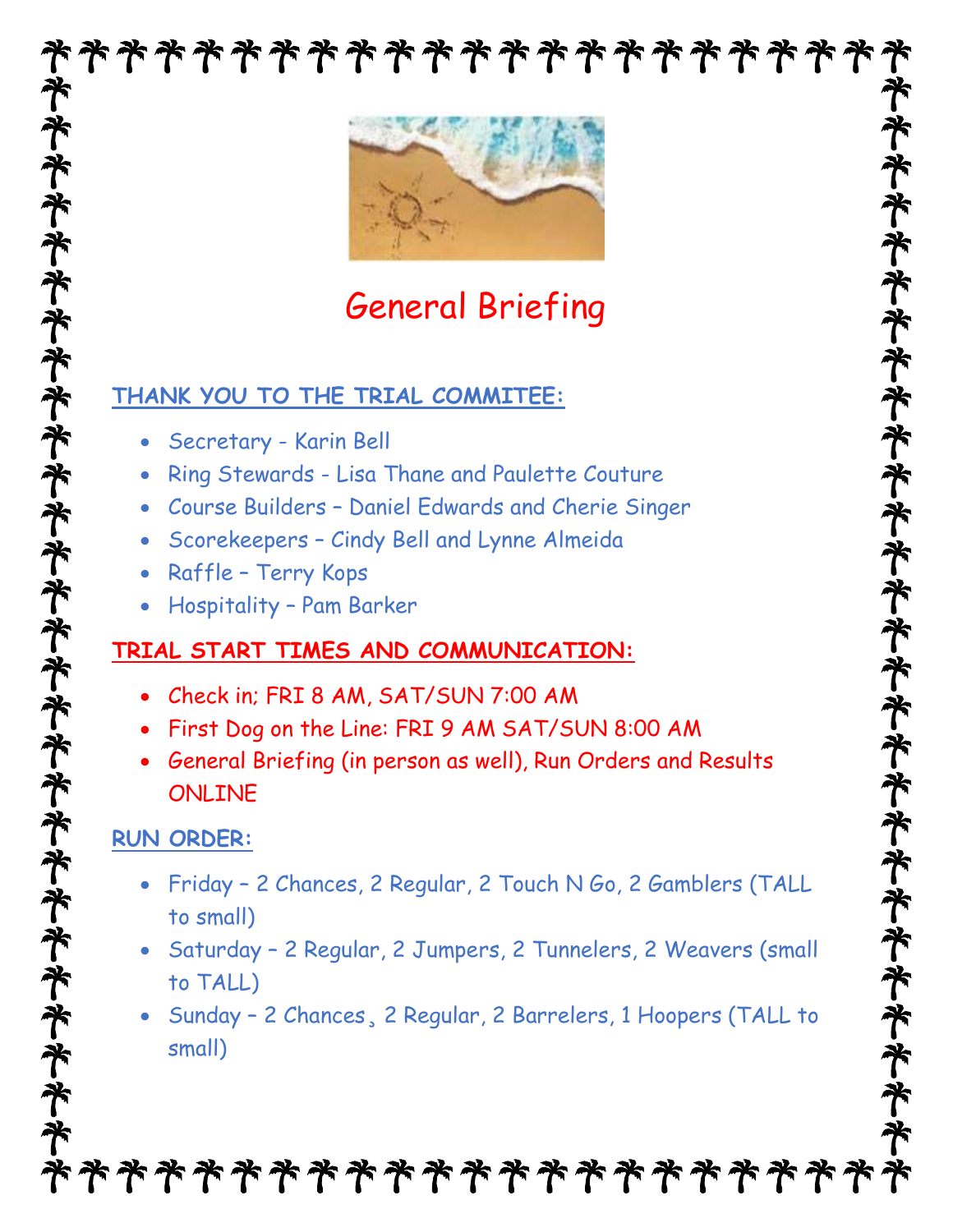# General Briefing

**THANK YOU TO THE TRIAL COMMITEE:**

- Secretary - Karin Bell
- Ring Stewards - Lisa Thane and Paulette Couture
- Course Builders – Daniel Edwards and Cherie Singer
- Scorekeepers – Cindy Bell and Lynne Almeida
- Raffle – Terry Kops
- Hospitality – Pam Barker

**TRIAL START TIMES AND COMMUNICATION:**

- Check in; FRI 8 AM, SAT/SUN 7:00 AM
- First Dog on the Line: FRI 9 AM SAT/SUN 8:00 AM
- General Briefing (in person as well), Run Orders and Results ONLINE

**RUN ORDER:**

- Friday – 2 Chances, 2 Regular, 2 Touch N Go, 2 Gamblers (TALL to small)
- Saturday – 2 Regular, 2 Jumpers, 2 Tunnelers, 2 Weavers (small to TALL)
- Sunday – 2 Chances¸ 2 Regular, 2 Barrelers, 1 Hoopers (TALL to small)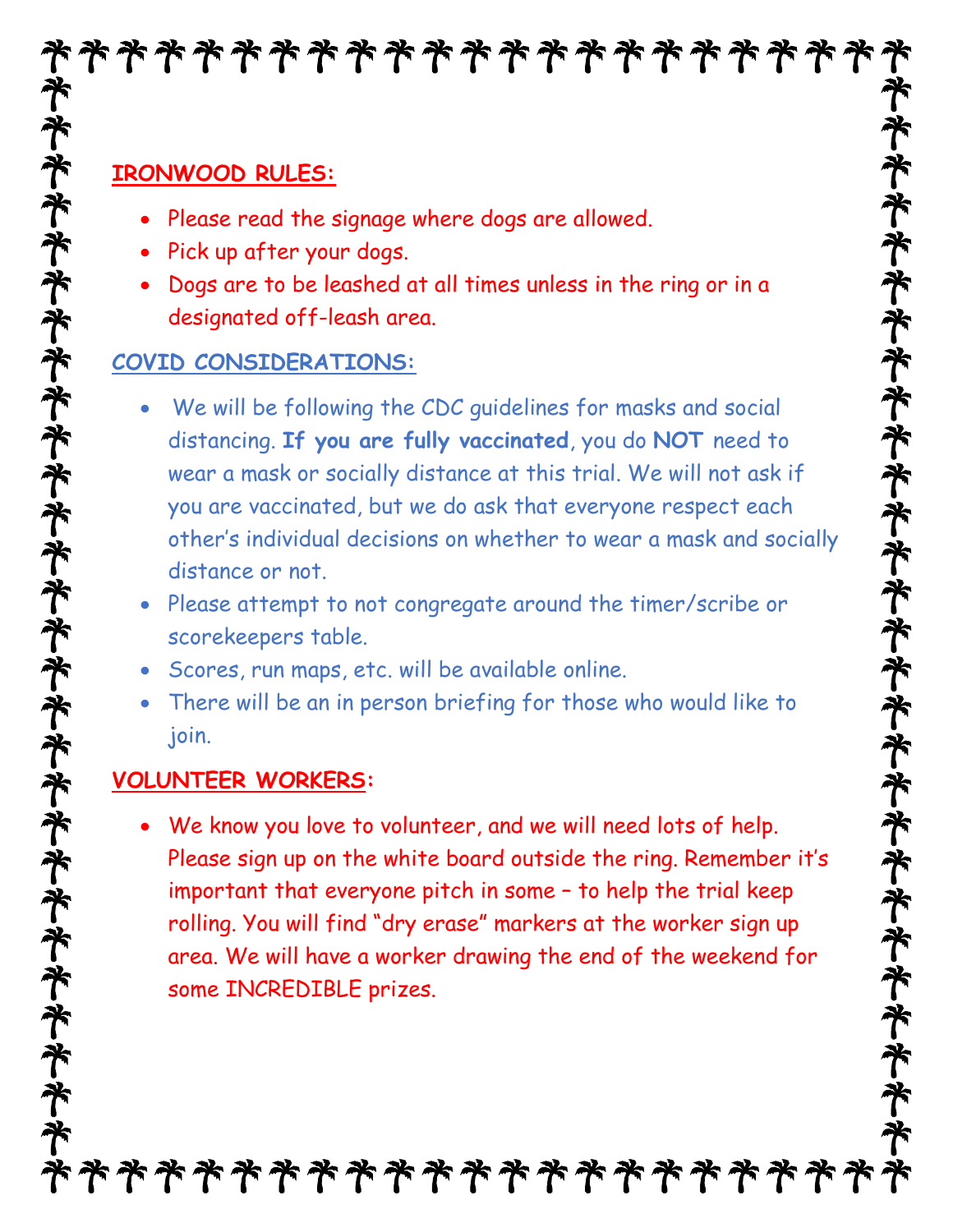**IRONWOOD RULES:**

- Please read the signage where dogs are allowed.
- Pick up after your dogs.
- Dogs are to be leashed at all times unless in the ring or in a designated off-leash area.

**COVID CONSIDERATIONS:**

- We will be following the CDC guidelines for masks and social distancing. **If you are fully vaccinated**, you do **NOT** need to wear a mask or socially distance at this trial. We will not ask if you are vaccinated, but we do ask that everyone respect each other's individual decisions on whether to wear a mask and socially distance or not.
- Please attempt to not congregate around the timer/scribe or scorekeepers table.
- Scores, run maps, etc. will be available online.
- There will be an in person briefing for those who would like to join.

**VOLUNTEER WORKERS:**

- We know you love to volunteer, and we will need lots of help. Please sign up on the white board outside the ring. Remember it's important that everyone pitch in some – to help the trial keep rolling. You will find "dry erase" markers at the worker sign up area. We will have a worker drawing the end of the weekend for some INCREDIBLE prizes.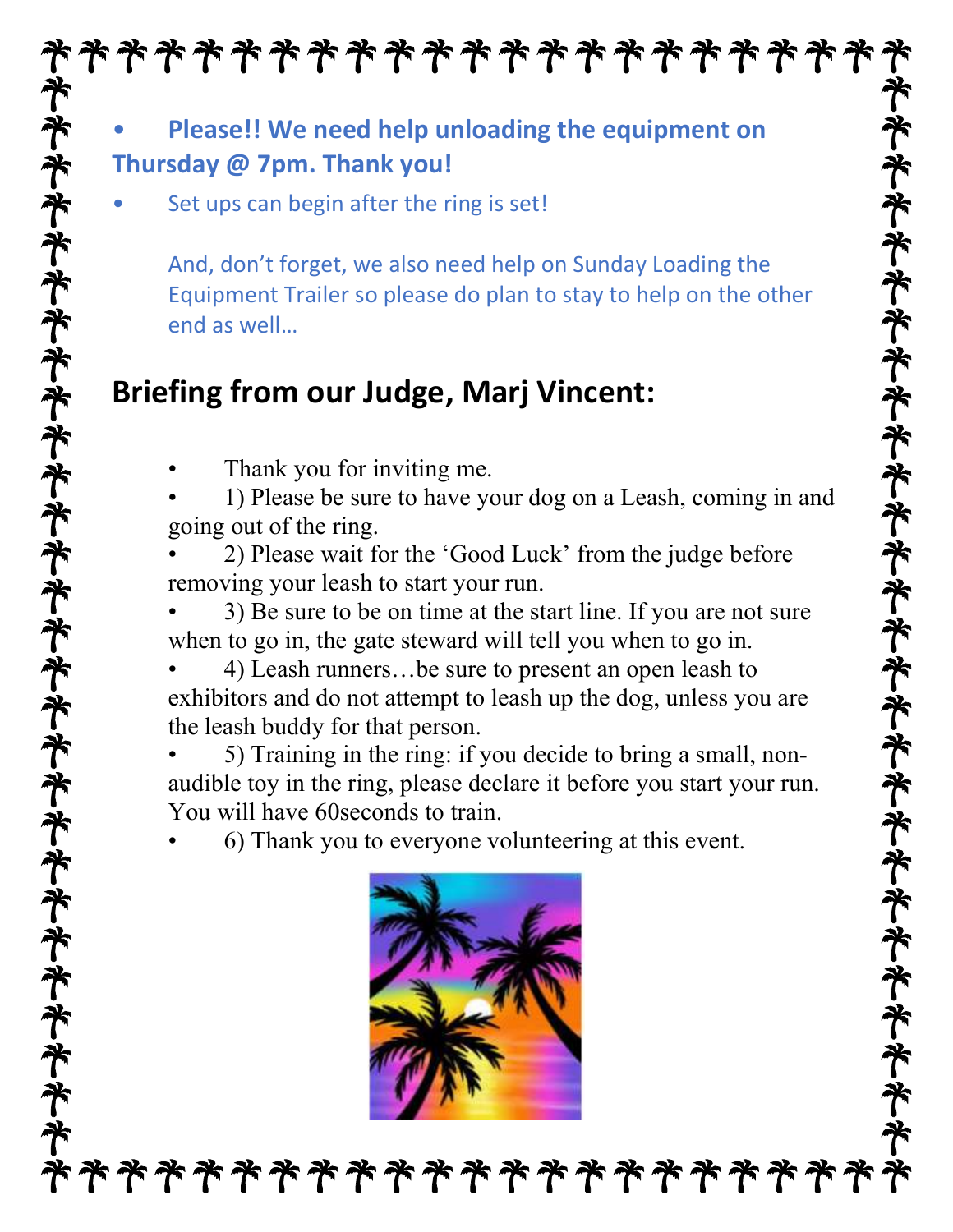- **Please!! We need help unloading the equipment on Thursday @ 7pm. Thank you!**
- Set ups can begin after the ring is set!

And, don't forget, we also need help on Sunday Loading the Equipment Trailer so please do plan to stay to help on the other end as well…

## Briefing from our Judge, Marj Vincent:

- Thank you for inviting me.
- 1) Please be sure to have your dog on a Leash, coming in and going out of the ring.
- 2) Please wait for the 'Good Luck' from the judge before removing your leash to start your run.
- 3) Be sure to be on time at the start line. If you are not sure when to go in, the gate steward will tell you when to go in.
- 4) Leash runners…be sure to present an open leash to exhibitors and do not attempt to leash up the dog, unless you are the leash buddy for that person.
- 5) Training in the ring: if you decide to bring a small, non-audible toy in the ring, please declare it before you start your run. You will have 60seconds to train.
- 6) Thank you to everyone volunteering at this event.